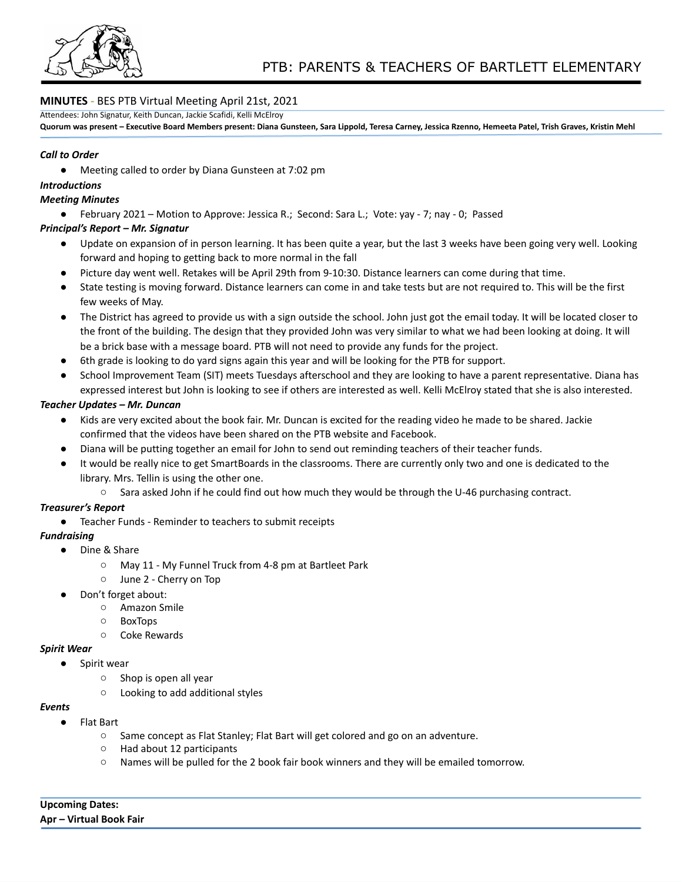# PTB: PARENTS & TEACHERS OF BARTLETT ELEMENTARY

**MINUTES** - BES PTB Virtual Meeting April 21st, 2021

Attendees: John Signatur, Keith Duncan, Jackie Scafidi, Kelli McElroy

**Quorum was present – Executive Board Members present: Diana Gunsteen, Sara Lippold, Teresa Carney, Jessica Rzenno, Hemeeta Patel, Trish Graves, Kristin Mehl**

***Call to Order***

- Meeting called to order by Diana Gunsteen at 7:02 pm

***Introductions***

***Meeting Minutes***

- February 2021 – Motion to Approve: Jessica R.; Second: Sara L.; Vote: yay - 7; nay - 0; Passed

***Principal's Report – Mr. Signatur***

- Update on expansion of in person learning. It has been quite a year, but the last 3 weeks have been going very well. Looking forward and hoping to getting back to more normal in the fall
- Picture day went well. Retakes will be April 29th from 9-10:30. Distance learners can come during that time.
- State testing is moving forward. Distance learners can come in and take tests but are not required to. This will be the first few weeks of May.
- The District has agreed to provide us with a sign outside the school. John just got the email today. It will be located closer to the front of the building. The design that they provided John was very similar to what we had been looking at doing. It will be a brick base with a message board. PTB will not need to provide any funds for the project.
- 6th grade is looking to do yard signs again this year and will be looking for the PTB for support.
- School Improvement Team (SIT) meets Tuesdays afterschool and they are looking to have a parent representative. Diana has expressed interest but John is looking to see if others are interested as well. Kelli McElroy stated that she is also interested.

***Teacher Updates – Mr. Duncan***

- Kids are very excited about the book fair. Mr. Duncan is excited for the reading video he made to be shared. Jackie confirmed that the videos have been shared on the PTB website and Facebook.
- Diana will be putting together an email for John to send out reminding teachers of their teacher funds.
- It would be really nice to get SmartBoards in the classrooms. There are currently only two and one is dedicated to the library. Mrs. Tellin is using the other one.
  - Sara asked John if he could find out how much they would be through the U-46 purchasing contract.

***Treasurer's Report***

- Teacher Funds - Reminder to teachers to submit receipts

***Fundraising***

- Dine & Share
  - May 11 - My Funnel Truck from 4-8 pm at Bartleet Park
  - June 2 - Cherry on Top
- Don't forget about:
  - Amazon Smile
  - BoxTops
  - Coke Rewards

***Spirit Wear***

- Spirit wear
  - Shop is open all year
  - Looking to add additional styles

***Events***

- Flat Bart
  - Same concept as Flat Stanley; Flat Bart will get colored and go on an adventure.
  - Had about 12 participants
  - Names will be pulled for the 2 book fair book winners and they will be emailed tomorrow.

**Upcoming Dates:**

**Apr – Virtual Book Fair**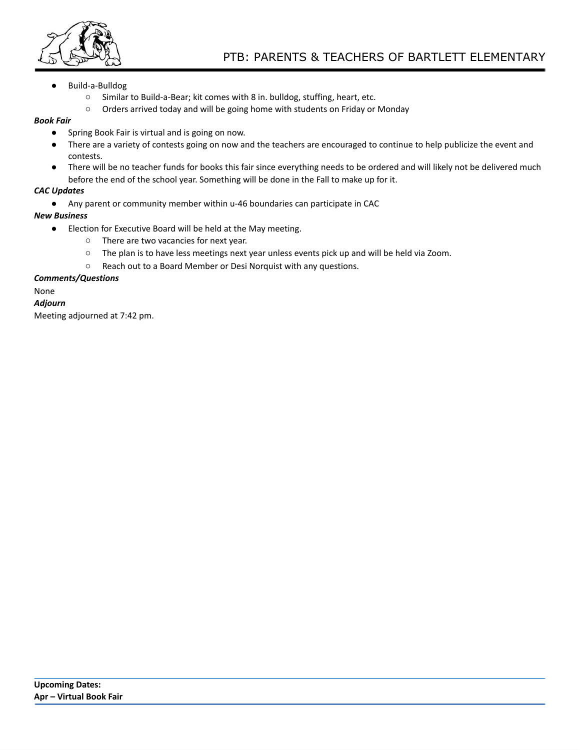- Build-a-Bulldog
  - Similar to Build-a-Bear; kit comes with 8 in. bulldog, stuffing, heart, etc.
  - Orders arrived today and will be going home with students on Friday or Monday

***Book Fair***

- Spring Book Fair is virtual and is going on now.
- There are a variety of contests going on now and the teachers are encouraged to continue to help publicize the event and contests.
- There will be no teacher funds for books this fair since everything needs to be ordered and will likely not be delivered much before the end of the school year. Something will be done in the Fall to make up for it.

***CAC Updates***

- Any parent or community member within u-46 boundaries can participate in CAC

***New Business***

- Election for Executive Board will be held at the May meeting.
  - There are two vacancies for next year.
  - The plan is to have less meetings next year unless events pick up and will be held via Zoom.
  - Reach out to a Board Member or Desi Norquist with any questions.

***Comments/Questions***

None

***Adjourn***

Meeting adjourned at 7:42 pm.

**Upcoming Dates:**
**Apr – Virtual Book Fair**